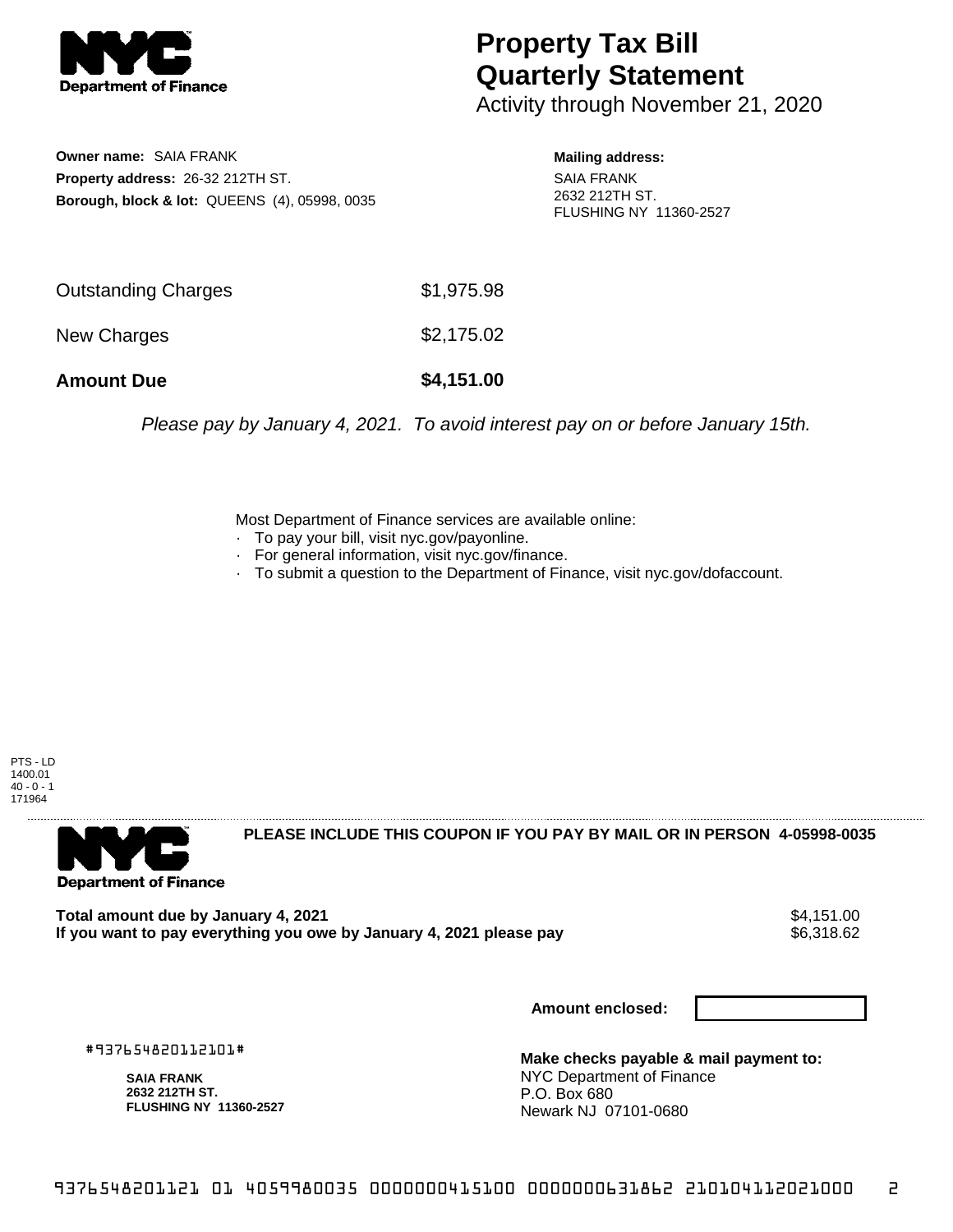# Property Tax Bill Quarterly Statement

Activity through November 21, 2020

**Owner name:** SAIA FRANK
**Property address:** 26-32 212TH ST.
**Borough, block & lot:** QUEENS (4), 05998, 0035

**Mailing address:**
SAIA FRANK
2632 212TH ST.
FLUSHING NY 11360-2527

| | |
|---|---|
| Outstanding Charges | $1,975.98 |
| New Charges | $2,175.02 |
| **Amount Due** | **$4,151.00** |

*Please pay by January 4, 2021. To avoid interest pay on or before January 15th.*

Most Department of Finance services are available online:
- To pay your bill, visit nyc.gov/payonline.
- For general information, visit nyc.gov/finance.
- To submit a question to the Department of Finance, visit nyc.gov/dofaccount.

PTS - LD
1400.01
40 - 0 - 1
171964

**PLEASE INCLUDE THIS COUPON IF YOU PAY BY MAIL OR IN PERSON 4-05998-0035**

**Total amount due by January 4, 2021** $4,151.00
**If you want to pay everything you owe by January 4, 2021 please pay** $6,318.62

**Amount enclosed:**

#937654820112101#

**SAIA FRANK**
**2632 212TH ST.**
**FLUSHING NY 11360-2527**

**Make checks payable & mail payment to:**
NYC Department of Finance
P.O. Box 680
Newark NJ 07101-0680

9376548201121 01 4059980035 0000000415100 0000000631862 210104112021000 2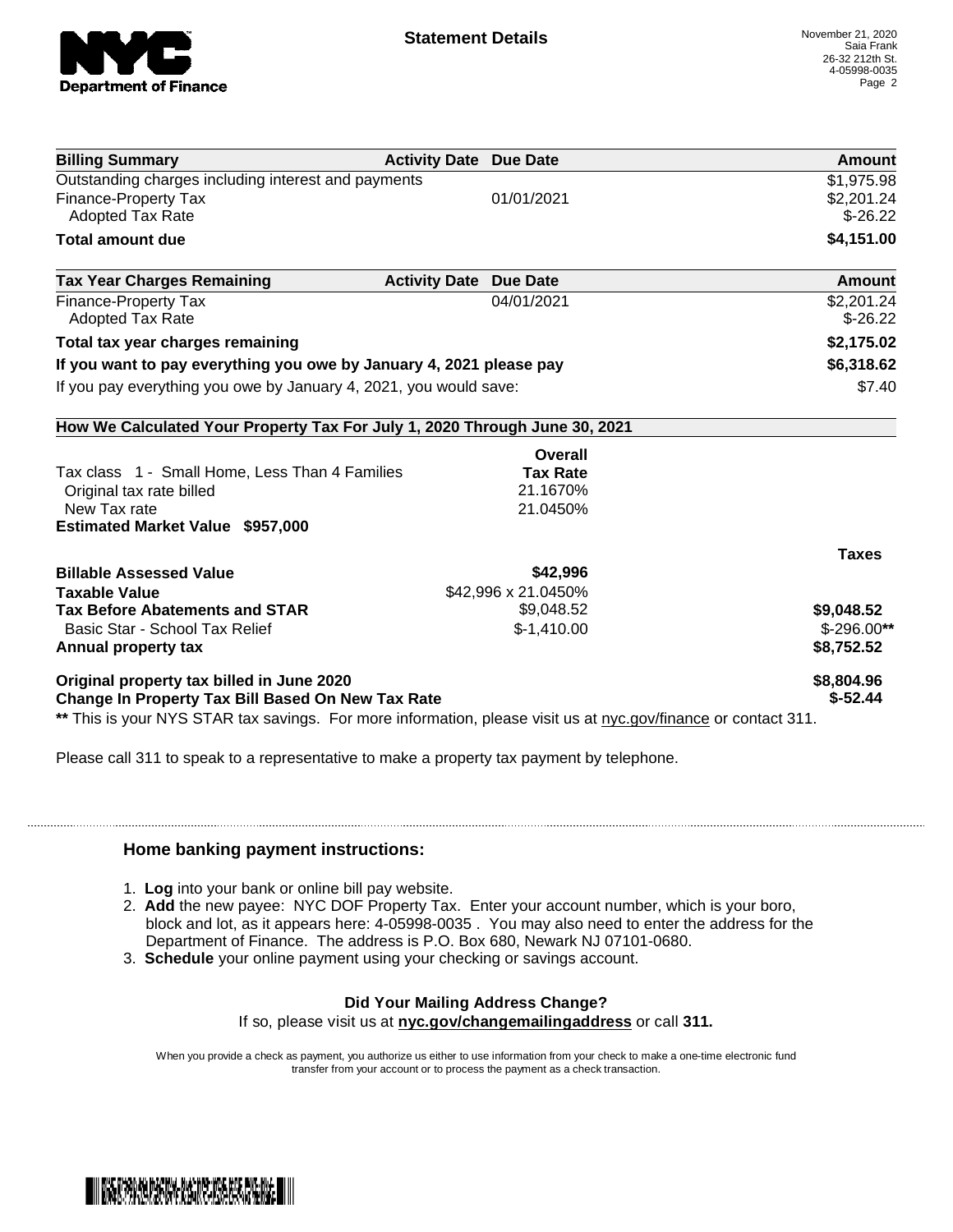**NYC Department of Finance**

## Statement Details

November 21, 2020
Saia Frank
26-32 212th St.
4-05998-0035

| Billing Summary | Activity Date | Due Date | Amount |
|---|---|---|---|
| Outstanding charges including interest and payments | | | $1,975.98 |
| Finance-Property Tax | | 01/01/2021 | $2,201.24 |
| Adopted Tax Rate | | | $-26.22 |
| **Total amount due** | | | **$4,151.00** |

| Tax Year Charges Remaining | Activity Date | Due Date | Amount |
|---|---|---|---|
| Finance-Property Tax | | 04/01/2021 | $2,201.24 |
| Adopted Tax Rate | | | $-26.22 |
| **Total tax year charges remaining** | | | **$2,175.02** |
| **If you want to pay everything you owe by January 4, 2021 please pay** | | | **$6,318.62** |
| If you pay everything you owe by January 4, 2021, you would save: | | | $7.40 |

### How We Calculated Your Property Tax For July 1, 2020 Through June 30, 2021

| | Overall Tax Rate | |
|---|---|---|
| Tax class 1 - Small Home, Less Than 4 Families | | |
| Original tax rate billed | 21.1670% | |
| New Tax rate | 21.0450% | |
| **Estimated Market Value $957,000** | | |

| | | Taxes |
|---|---|---|
| **Billable Assessed Value** | **$42,996** | |
| **Taxable Value** | $42,996 x 21.0450% | |
| **Tax Before Abatements and STAR** | $9,048.52 | **$9,048.52** |
| Basic Star - School Tax Relief | $-1,410.00 | $-296.00** |
| **Annual property tax** | | **$8,752.52** |
| **Original property tax billed in June 2020** | | **$8,804.96** |
| **Change In Property Tax Bill Based On New Tax Rate** | | **$-52.44** |

** This is your NYS STAR tax savings. For more information, please visit us at nyc.gov/finance or contact 311.

Please call 311 to speak to a representative to make a property tax payment by telephone.

### Home banking payment instructions:

1. **Log** into your bank or online bill pay website.
2. **Add** the new payee: NYC DOF Property Tax. Enter your account number, which is your boro, block and lot, as it appears here: 4-05998-0035 . You may also need to enter the address for the Department of Finance. The address is P.O. Box 680, Newark NJ 07101-0680.
3. **Schedule** your online payment using your checking or savings account.

**Did Your Mailing Address Change?**
If so, please visit us at **nyc.gov/changemailingaddress** or call **311.**

When you provide a check as payment, you authorize us either to use information from your check to make a one-time electronic fund transfer from your account or to process the payment as a check transaction.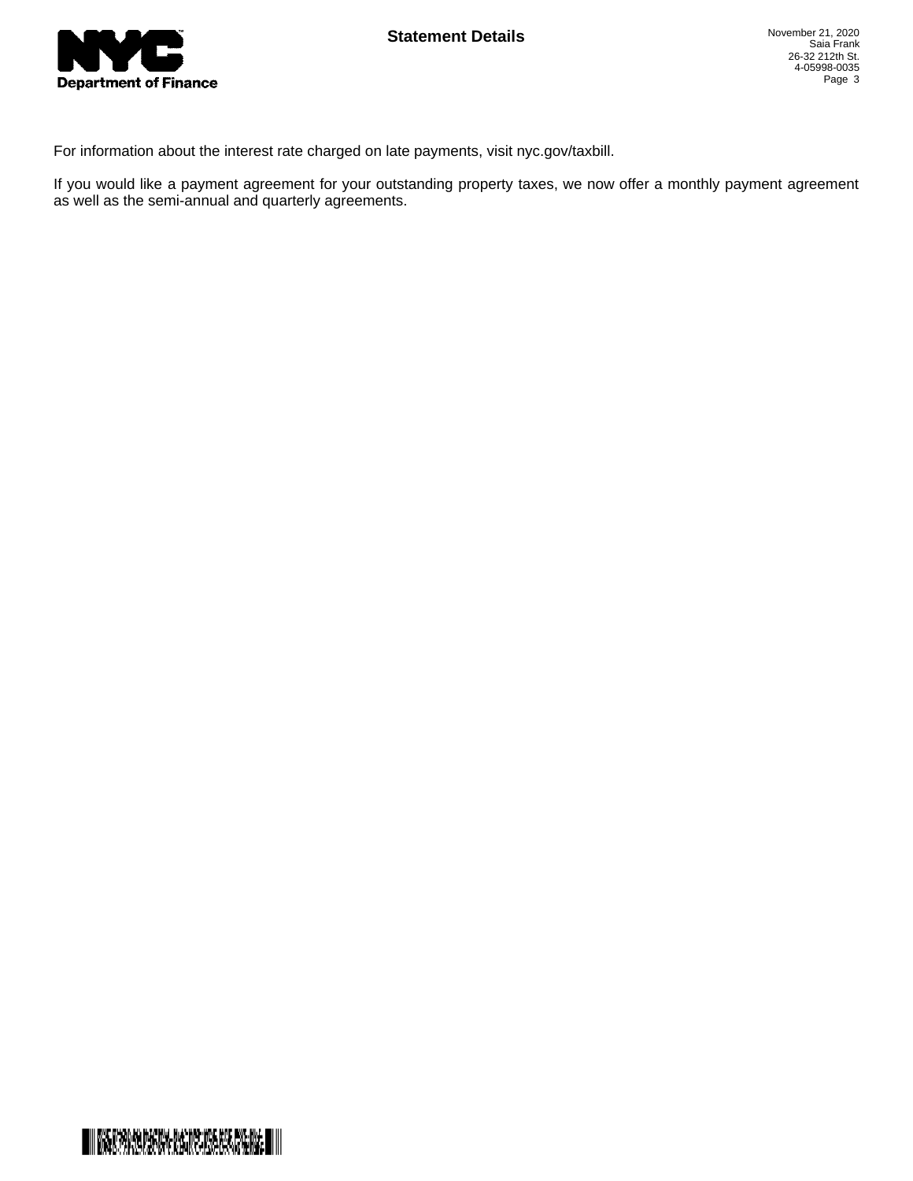# Statement Details

November 21, 2020
Saia Frank
26-32 212th St.
4-05998-0035

For information about the interest rate charged on late payments, visit nyc.gov/taxbill.

If you would like a payment agreement for your outstanding property taxes, we now offer a monthly payment agreement as well as the semi-annual and quarterly agreements.